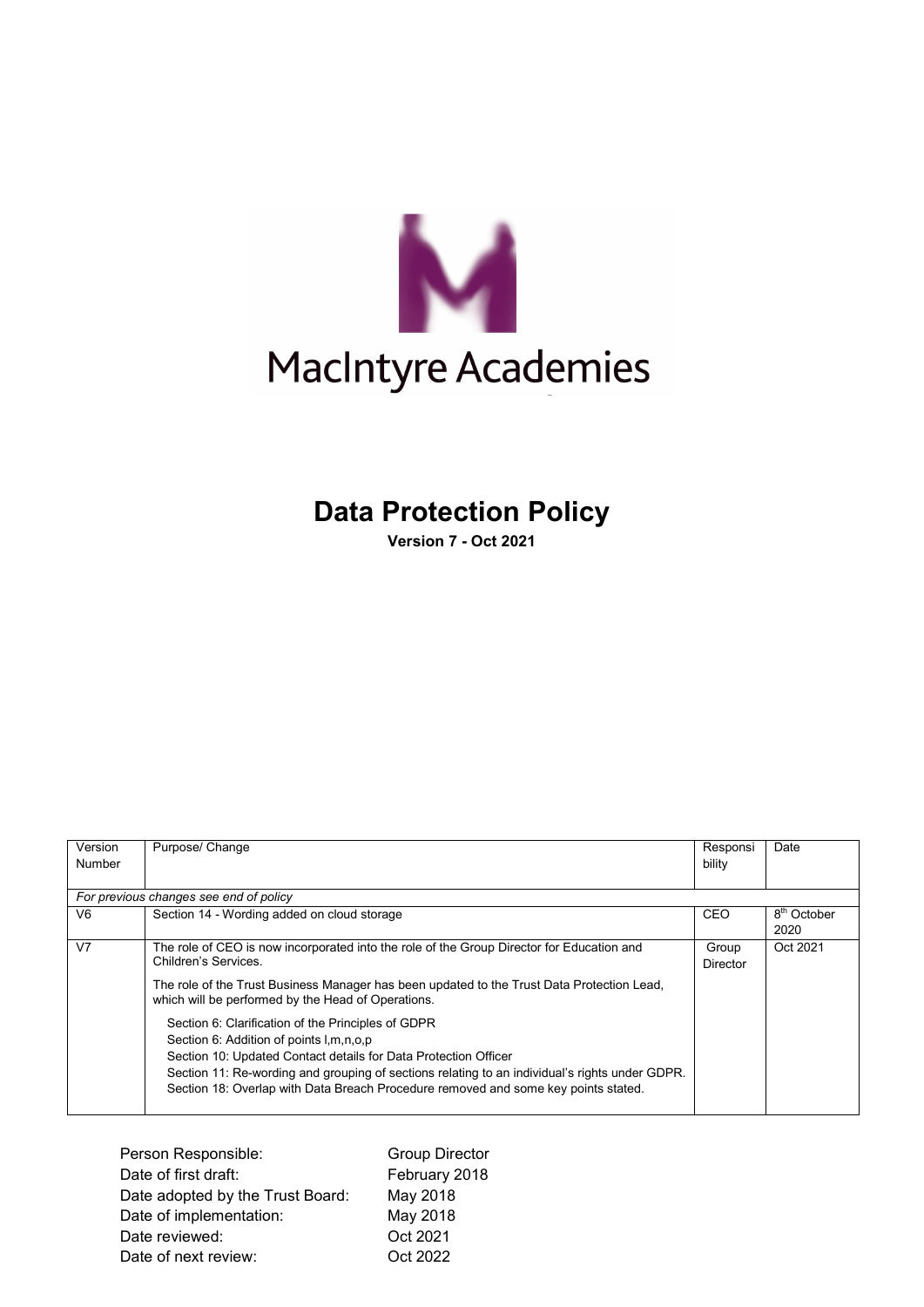MacIntyre Academies

# Data Protection Policy

**Version 7 - Oct 2021**

| Version Number | Purpose/ Change | Responsibility | Date |
|---|---|---|---|
| *For previous changes see end of policy* | | | |
| V6 | Section 14 - Wording added on cloud storage | CEO | 8th October 2020 |
| V7 | The role of CEO is now incorporated into the role of the Group Director for Education and Children's Services.<br><br>The role of the Trust Business Manager has been updated to the Trust Data Protection Lead, which will be performed by the Head of Operations.<br><br>Section 6: Clarification of the Principles of GDPR<br>Section 6: Addition of points l,m,n,o,p<br>Section 10: Updated Contact details for Data Protection Officer<br>Section 11: Re-wording and grouping of sections relating to an individual's rights under GDPR.<br>Section 18: Overlap with Data Breach Procedure removed and some key points stated. | Group Director | Oct 2021 |

| | |
|---|---|
| Person Responsible: | Group Director |
| Date of first draft: | February 2018 |
| Date adopted by the Trust Board: | May 2018 |
| Date of implementation: | May 2018 |
| Date reviewed: | Oct 2021 |
| Date of next review: | Oct 2022 |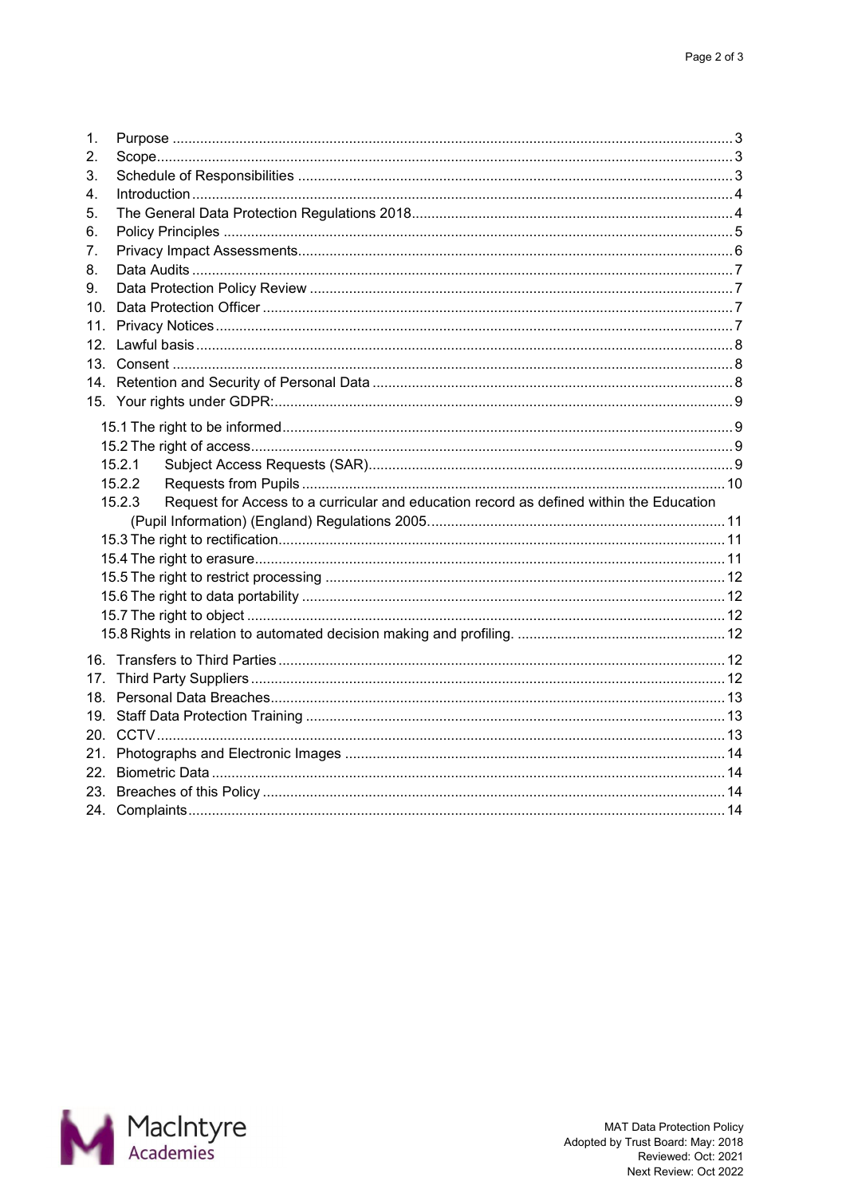1. Purpose ........................................................................................................................ 3
2. Scope............................................................................................................................ 3
3. Schedule of Responsibilities ........................................................................................ 3
4. Introduction .................................................................................................................. 4
5. The General Data Protection Regulations 2018........................................................... 4
6. Policy Principles ........................................................................................................... 5
7. Privacy Impact Assessments........................................................................................ 6
8. Data Audits ................................................................................................................... 7
9. Data Protection Policy Review ..................................................................................... 7
10. Data Protection Officer ................................................................................................. 7
11. Privacy Notices ............................................................................................................ 7
12. Lawful basis ................................................................................................................. 8
13. Consent ........................................................................................................................ 8
14. Retention and Security of Personal Data ..................................................................... 8
15. Your rights under GDPR:.............................................................................................. 9

    15.1 The right to be informed ............................................................................................ 9
    15.2 The right of access..................................................................................................... 9
    15.2.1 Subject Access Requests (SAR)........................................................................... 9
    15.2.2 Requests from Pupils ........................................................................................... 10
    15.2.3 Request for Access to a curricular and education record as defined within the Education (Pupil Information) (England) Regulations 2005. ........................................................... 11
    15.3 The right to rectification............................................................................................ 11
    15.4 The right to erasure................................................................................................... 11
    15.5 The right to restrict processing ................................................................................. 12
    15.6 The right to data portability ....................................................................................... 12
    15.7 The right to object ..................................................................................................... 12
    15.8 Rights in relation to automated decision making and profiling. ................................ 12

16. Transfers to Third Parties ........................................................................................... 12
17. Third Party Suppliers .................................................................................................. 12
18. Personal Data Breaches.............................................................................................. 13
19. Staff Data Protection Training ..................................................................................... 13
20. CCTV .......................................................................................................................... 13
21. Photographs and Electronic Images ........................................................................... 14
22. Biometric Data ............................................................................................................ 14
23. Breaches of this Policy ................................................................................................ 14
24. Complaints .................................................................................................................. 14

MAT Data Protection Policy
Adopted by Trust Board: May: 2018
Reviewed: Oct: 2021
Next Review: Oct 2022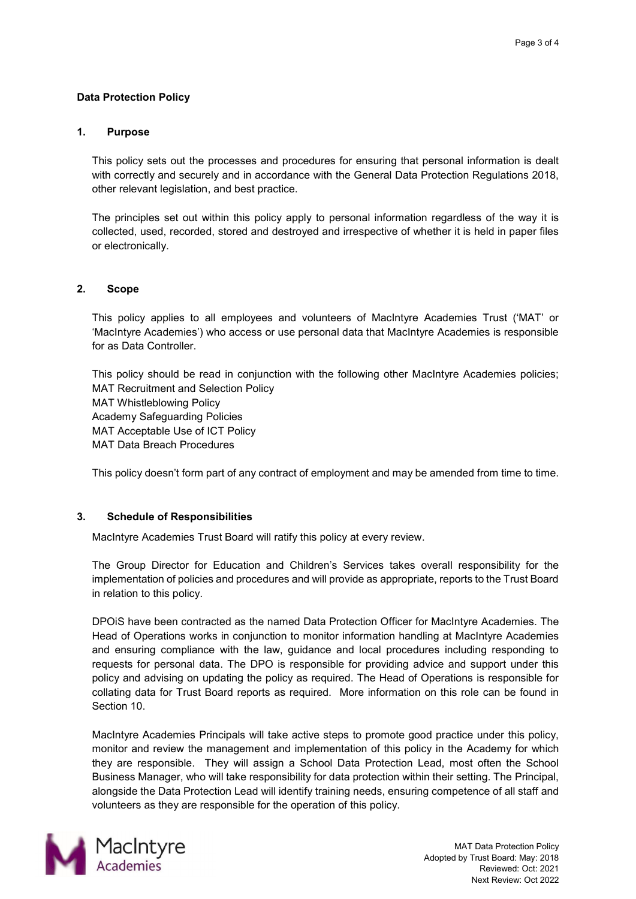**Data Protection Policy**

## 1. Purpose

This policy sets out the processes and procedures for ensuring that personal information is dealt with correctly and securely and in accordance with the General Data Protection Regulations 2018, other relevant legislation, and best practice.

The principles set out within this policy apply to personal information regardless of the way it is collected, used, recorded, stored and destroyed and irrespective of whether it is held in paper files or electronically.

## 2. Scope

This policy applies to all employees and volunteers of MacIntyre Academies Trust ('MAT' or 'MacIntyre Academies') who access or use personal data that MacIntyre Academies is responsible for as Data Controller.

This policy should be read in conjunction with the following other MacIntyre Academies policies;
MAT Recruitment and Selection Policy
MAT Whistleblowing Policy
Academy Safeguarding Policies
MAT Acceptable Use of ICT Policy
MAT Data Breach Procedures

This policy doesn't form part of any contract of employment and may be amended from time to time.

## 3. Schedule of Responsibilities

MacIntyre Academies Trust Board will ratify this policy at every review.

The Group Director for Education and Children's Services takes overall responsibility for the implementation of policies and procedures and will provide as appropriate, reports to the Trust Board in relation to this policy.

DPOiS have been contracted as the named Data Protection Officer for MacIntyre Academies. The Head of Operations works in conjunction to monitor information handling at MacIntyre Academies and ensuring compliance with the law, guidance and local procedures including responding to requests for personal data. The DPO is responsible for providing advice and support under this policy and advising on updating the policy as required. The Head of Operations is responsible for collating data for Trust Board reports as required. More information on this role can be found in Section 10.

MacIntyre Academies Principals will take active steps to promote good practice under this policy, monitor and review the management and implementation of this policy in the Academy for which they are responsible. They will assign a School Data Protection Lead, most often the School Business Manager, who will take responsibility for data protection within their setting. The Principal, alongside the Data Protection Lead will identify training needs, ensuring competence of all staff and volunteers as they are responsible for the operation of this policy.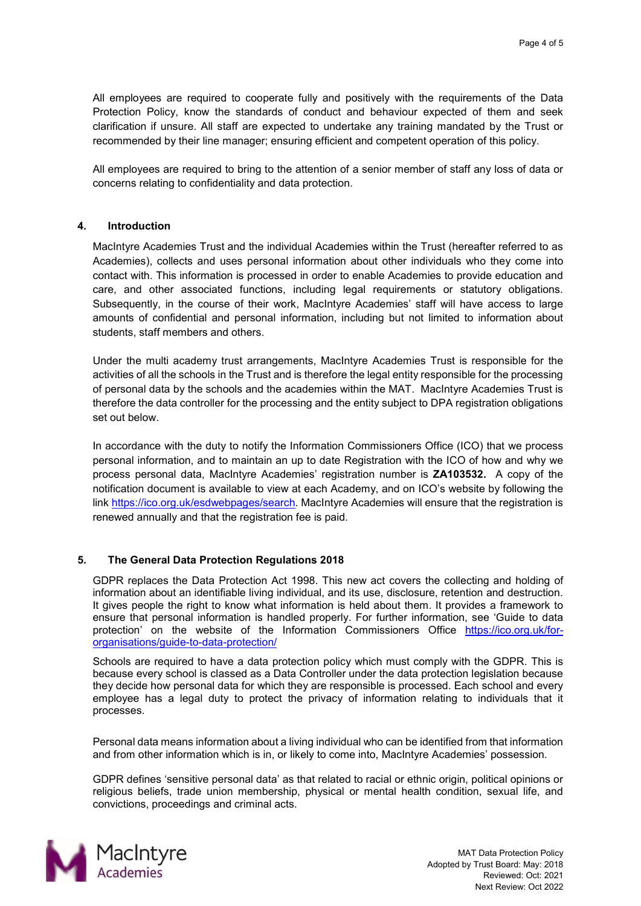All employees are required to cooperate fully and positively with the requirements of the Data Protection Policy, know the standards of conduct and behaviour expected of them and seek clarification if unsure. All staff are expected to undertake any training mandated by the Trust or recommended by their line manager; ensuring efficient and competent operation of this policy.

All employees are required to bring to the attention of a senior member of staff any loss of data or concerns relating to confidentiality and data protection.

## 4. Introduction

MacIntyre Academies Trust and the individual Academies within the Trust (hereafter referred to as Academies), collects and uses personal information about other individuals who they come into contact with. This information is processed in order to enable Academies to provide education and care, and other associated functions, including legal requirements or statutory obligations. Subsequently, in the course of their work, MacIntyre Academies' staff will have access to large amounts of confidential and personal information, including but not limited to information about students, staff members and others.

Under the multi academy trust arrangements, MacIntyre Academies Trust is responsible for the activities of all the schools in the Trust and is therefore the legal entity responsible for the processing of personal data by the schools and the academies within the MAT. MacIntyre Academies Trust is therefore the data controller for the processing and the entity subject to DPA registration obligations set out below.

In accordance with the duty to notify the Information Commissioners Office (ICO) that we process personal information, and to maintain an up to date Registration with the ICO of how and why we process personal data, MacIntyre Academies' registration number is **ZA103532.** A copy of the notification document is available to view at each Academy, and on ICO's website by following the link https://ico.org.uk/esdwebpages/search. MacIntyre Academies will ensure that the registration is renewed annually and that the registration fee is paid.

## 5. The General Data Protection Regulations 2018

GDPR replaces the Data Protection Act 1998. This new act covers the collecting and holding of information about an identifiable living individual, and its use, disclosure, retention and destruction. It gives people the right to know what information is held about them. It provides a framework to ensure that personal information is handled properly. For further information, see 'Guide to data protection' on the website of the Information Commissioners Office https://ico.org.uk/for-organisations/guide-to-data-protection/

Schools are required to have a data protection policy which must comply with the GDPR. This is because every school is classed as a Data Controller under the data protection legislation because they decide how personal data for which they are responsible is processed. Each school and every employee has a legal duty to protect the privacy of information relating to individuals that it processes.

Personal data means information about a living individual who can be identified from that information and from other information which is in, or likely to come into, MacIntyre Academies' possession.

GDPR defines 'sensitive personal data' as that related to racial or ethnic origin, political opinions or religious beliefs, trade union membership, physical or mental health condition, sexual life, and convictions, proceedings and criminal acts.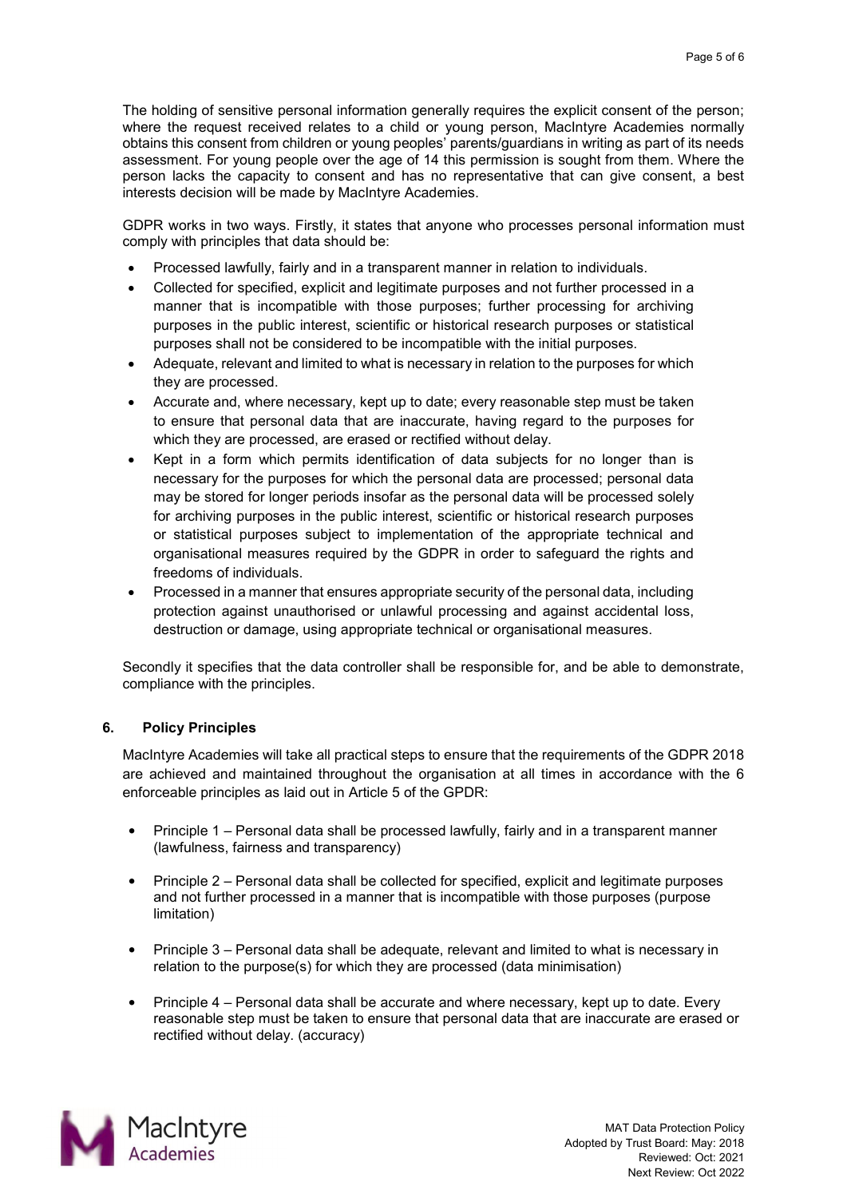The holding of sensitive personal information generally requires the explicit consent of the person; where the request received relates to a child or young person, MacIntyre Academies normally obtains this consent from children or young peoples' parents/guardians in writing as part of its needs assessment. For young people over the age of 14 this permission is sought from them. Where the person lacks the capacity to consent and has no representative that can give consent, a best interests decision will be made by MacIntyre Academies.

GDPR works in two ways. Firstly, it states that anyone who processes personal information must comply with principles that data should be:

- Processed lawfully, fairly and in a transparent manner in relation to individuals.
- Collected for specified, explicit and legitimate purposes and not further processed in a manner that is incompatible with those purposes; further processing for archiving purposes in the public interest, scientific or historical research purposes or statistical purposes shall not be considered to be incompatible with the initial purposes.
- Adequate, relevant and limited to what is necessary in relation to the purposes for which they are processed.
- Accurate and, where necessary, kept up to date; every reasonable step must be taken to ensure that personal data that are inaccurate, having regard to the purposes for which they are processed, are erased or rectified without delay.
- Kept in a form which permits identification of data subjects for no longer than is necessary for the purposes for which the personal data are processed; personal data may be stored for longer periods insofar as the personal data will be processed solely for archiving purposes in the public interest, scientific or historical research purposes or statistical purposes subject to implementation of the appropriate technical and organisational measures required by the GDPR in order to safeguard the rights and freedoms of individuals.
- Processed in a manner that ensures appropriate security of the personal data, including protection against unauthorised or unlawful processing and against accidental loss, destruction or damage, using appropriate technical or organisational measures.

Secondly it specifies that the data controller shall be responsible for, and be able to demonstrate, compliance with the principles.

## 6. Policy Principles

MacIntyre Academies will take all practical steps to ensure that the requirements of the GDPR 2018 are achieved and maintained throughout the organisation at all times in accordance with the 6 enforceable principles as laid out in Article 5 of the GPDR:

- Principle 1 – Personal data shall be processed lawfully, fairly and in a transparent manner (lawfulness, fairness and transparency)
- Principle 2 – Personal data shall be collected for specified, explicit and legitimate purposes and not further processed in a manner that is incompatible with those purposes (purpose limitation)
- Principle 3 – Personal data shall be adequate, relevant and limited to what is necessary in relation to the purpose(s) for which they are processed (data minimisation)
- Principle 4 – Personal data shall be accurate and where necessary, kept up to date. Every reasonable step must be taken to ensure that personal data that are inaccurate are erased or rectified without delay. (accuracy)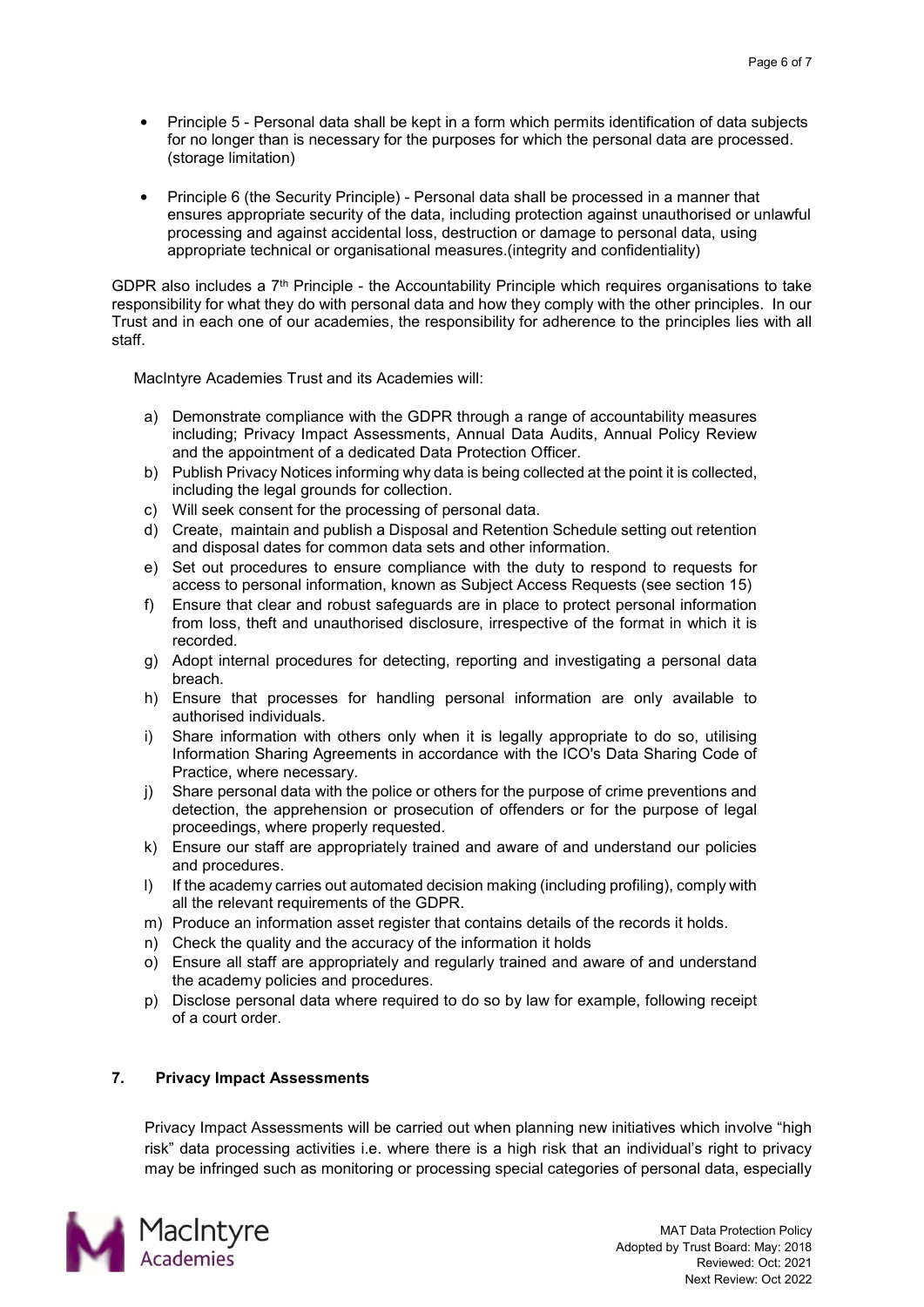- Principle 5 - Personal data shall be kept in a form which permits identification of data subjects for no longer than is necessary for the purposes for which the personal data are processed. (storage limitation)

- Principle 6 (the Security Principle) - Personal data shall be processed in a manner that ensures appropriate security of the data, including protection against unauthorised or unlawful processing and against accidental loss, destruction or damage to personal data, using appropriate technical or organisational measures.(integrity and confidentiality)

GDPR also includes a 7th Principle - the Accountability Principle which requires organisations to take responsibility for what they do with personal data and how they comply with the other principles. In our Trust and in each one of our academies, the responsibility for adherence to the principles lies with all staff.

MacIntyre Academies Trust and its Academies will:

a) Demonstrate compliance with the GDPR through a range of accountability measures including; Privacy Impact Assessments, Annual Data Audits, Annual Policy Review and the appointment of a dedicated Data Protection Officer.
b) Publish Privacy Notices informing why data is being collected at the point it is collected, including the legal grounds for collection.
c) Will seek consent for the processing of personal data.
d) Create, maintain and publish a Disposal and Retention Schedule setting out retention and disposal dates for common data sets and other information.
e) Set out procedures to ensure compliance with the duty to respond to requests for access to personal information, known as Subject Access Requests (see section 15)
f) Ensure that clear and robust safeguards are in place to protect personal information from loss, theft and unauthorised disclosure, irrespective of the format in which it is recorded.
g) Adopt internal procedures for detecting, reporting and investigating a personal data breach.
h) Ensure that processes for handling personal information are only available to authorised individuals.
i) Share information with others only when it is legally appropriate to do so, utilising Information Sharing Agreements in accordance with the ICO's Data Sharing Code of Practice, where necessary.
j) Share personal data with the police or others for the purpose of crime preventions and detection, the apprehension or prosecution of offenders or for the purpose of legal proceedings, where properly requested.
k) Ensure our staff are appropriately trained and aware of and understand our policies and procedures.
l) If the academy carries out automated decision making (including profiling), comply with all the relevant requirements of the GDPR.
m) Produce an information asset register that contains details of the records it holds.
n) Check the quality and the accuracy of the information it holds
o) Ensure all staff are appropriately and regularly trained and aware of and understand the academy policies and procedures.
p) Disclose personal data where required to do so by law for example, following receipt of a court order.

## 7. Privacy Impact Assessments

Privacy Impact Assessments will be carried out when planning new initiatives which involve "high risk" data processing activities i.e. where there is a high risk that an individual's right to privacy may be infringed such as monitoring or processing special categories of personal data, especially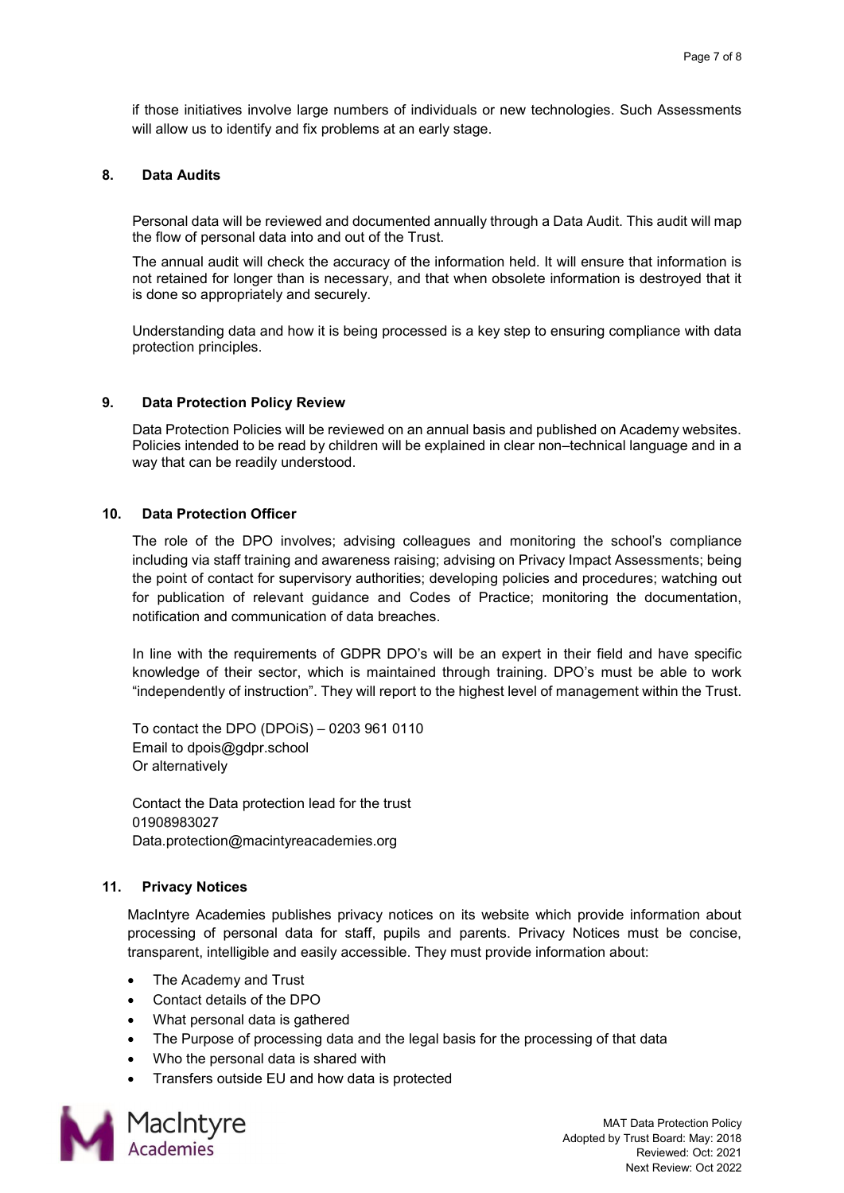if those initiatives involve large numbers of individuals or new technologies. Such Assessments will allow us to identify and fix problems at an early stage.

## 8. Data Audits

Personal data will be reviewed and documented annually through a Data Audit. This audit will map the flow of personal data into and out of the Trust.

The annual audit will check the accuracy of the information held. It will ensure that information is not retained for longer than is necessary, and that when obsolete information is destroyed that it is done so appropriately and securely.

Understanding data and how it is being processed is a key step to ensuring compliance with data protection principles.

## 9. Data Protection Policy Review

Data Protection Policies will be reviewed on an annual basis and published on Academy websites. Policies intended to be read by children will be explained in clear non–technical language and in a way that can be readily understood.

## 10. Data Protection Officer

The role of the DPO involves; advising colleagues and monitoring the school's compliance including via staff training and awareness raising; advising on Privacy Impact Assessments; being the point of contact for supervisory authorities; developing policies and procedures; watching out for publication of relevant guidance and Codes of Practice; monitoring the documentation, notification and communication of data breaches.

In line with the requirements of GDPR DPO's will be an expert in their field and have specific knowledge of their sector, which is maintained through training. DPO's must be able to work "independently of instruction". They will report to the highest level of management within the Trust.

To contact the DPO (DPOiS) – 0203 961 0110
Email to dpois@gdpr.school
Or alternatively

Contact the Data protection lead for the trust
01908983027
Data.protection@macintyreacademies.org

## 11. Privacy Notices

MacIntyre Academies publishes privacy notices on its website which provide information about processing of personal data for staff, pupils and parents. Privacy Notices must be concise, transparent, intelligible and easily accessible. They must provide information about:

- The Academy and Trust
- Contact details of the DPO
- What personal data is gathered
- The Purpose of processing data and the legal basis for the processing of that data
- Who the personal data is shared with
- Transfers outside EU and how data is protected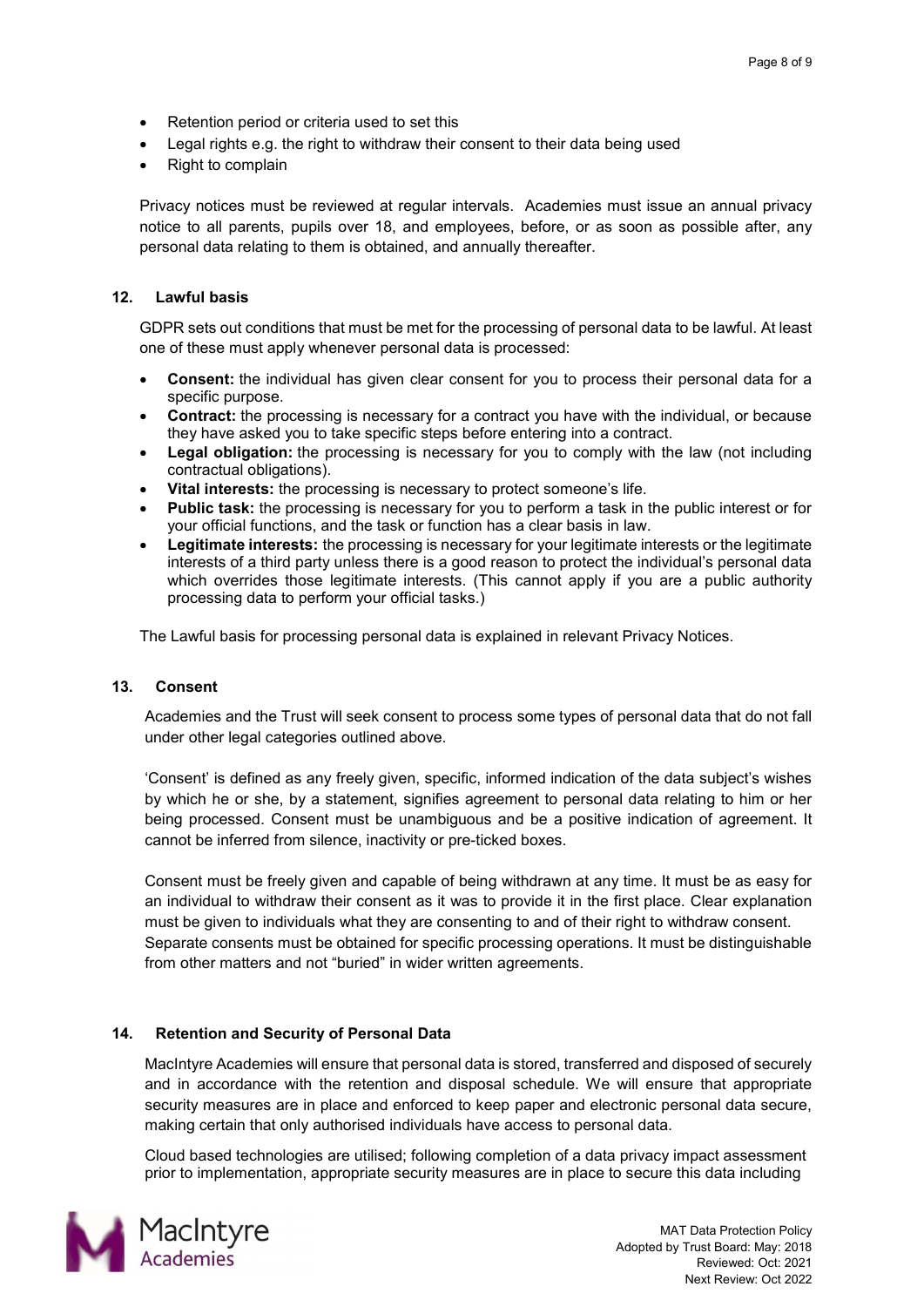- Retention period or criteria used to set this
- Legal rights e.g. the right to withdraw their consent to their data being used
- Right to complain

Privacy notices must be reviewed at regular intervals. Academies must issue an annual privacy notice to all parents, pupils over 18, and employees, before, or as soon as possible after, any personal data relating to them is obtained, and annually thereafter.

## 12. Lawful basis

GDPR sets out conditions that must be met for the processing of personal data to be lawful. At least one of these must apply whenever personal data is processed:

- **Consent:** the individual has given clear consent for you to process their personal data for a specific purpose.
- **Contract:** the processing is necessary for a contract you have with the individual, or because they have asked you to take specific steps before entering into a contract.
- **Legal obligation:** the processing is necessary for you to comply with the law (not including contractual obligations).
- **Vital interests:** the processing is necessary to protect someone's life.
- **Public task:** the processing is necessary for you to perform a task in the public interest or for your official functions, and the task or function has a clear basis in law.
- **Legitimate interests:** the processing is necessary for your legitimate interests or the legitimate interests of a third party unless there is a good reason to protect the individual's personal data which overrides those legitimate interests. (This cannot apply if you are a public authority processing data to perform your official tasks.)

The Lawful basis for processing personal data is explained in relevant Privacy Notices.

## 13. Consent

Academies and the Trust will seek consent to process some types of personal data that do not fall under other legal categories outlined above.

'Consent' is defined as any freely given, specific, informed indication of the data subject's wishes by which he or she, by a statement, signifies agreement to personal data relating to him or her being processed. Consent must be unambiguous and be a positive indication of agreement. It cannot be inferred from silence, inactivity or pre-ticked boxes.

Consent must be freely given and capable of being withdrawn at any time. It must be as easy for an individual to withdraw their consent as it was to provide it in the first place. Clear explanation must be given to individuals what they are consenting to and of their right to withdraw consent. Separate consents must be obtained for specific processing operations. It must be distinguishable from other matters and not "buried" in wider written agreements.

## 14. Retention and Security of Personal Data

MacIntyre Academies will ensure that personal data is stored, transferred and disposed of securely and in accordance with the retention and disposal schedule. We will ensure that appropriate security measures are in place and enforced to keep paper and electronic personal data secure, making certain that only authorised individuals have access to personal data.

Cloud based technologies are utilised; following completion of a data privacy impact assessment prior to implementation, appropriate security measures are in place to secure this data including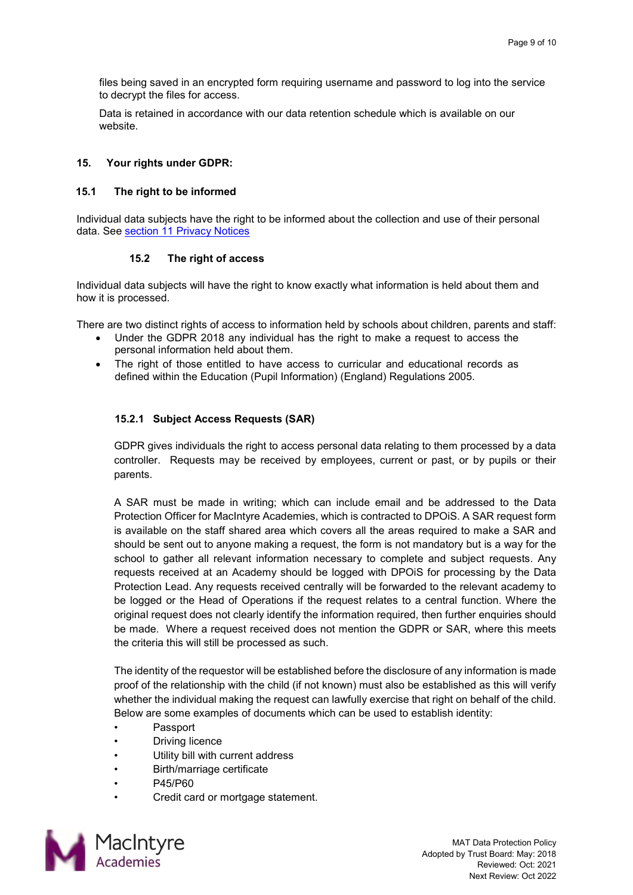files being saved in an encrypted form requiring username and password to log into the service to decrypt the files for access.

Data is retained in accordance with our data retention schedule which is available on our website.

## 15. Your rights under GDPR:

### 15.1 The right to be informed

Individual data subjects have the right to be informed about the collection and use of their personal data. See [section 11 Privacy Notices]

### 15.2 The right of access

Individual data subjects will have the right to know exactly what information is held about them and how it is processed.

There are two distinct rights of access to information held by schools about children, parents and staff:

- Under the GDPR 2018 any individual has the right to make a request to access the personal information held about them.
- The right of those entitled to have access to curricular and educational records as defined within the Education (Pupil Information) (England) Regulations 2005.

#### 15.2.1 Subject Access Requests (SAR)

GDPR gives individuals the right to access personal data relating to them processed by a data controller. Requests may be received by employees, current or past, or by pupils or their parents.

A SAR must be made in writing; which can include email and be addressed to the Data Protection Officer for MacIntyre Academies, which is contracted to DPOiS. A SAR request form is available on the staff shared area which covers all the areas required to make a SAR and should be sent out to anyone making a request, the form is not mandatory but is a way for the school to gather all relevant information necessary to complete and subject requests. Any requests received at an Academy should be logged with DPOiS for processing by the Data Protection Lead. Any requests received centrally will be forwarded to the relevant academy to be logged or the Head of Operations if the request relates to a central function. Where the original request does not clearly identify the information required, then further enquiries should be made. Where a request received does not mention the GDPR or SAR, where this meets the criteria this will still be processed as such.

The identity of the requestor will be established before the disclosure of any information is made proof of the relationship with the child (if not known) must also be established as this will verify whether the individual making the request can lawfully exercise that right on behalf of the child. Below are some examples of documents which can be used to establish identity:

- Passport
- Driving licence
- Utility bill with current address
- Birth/marriage certificate
- P45/P60
- Credit card or mortgage statement.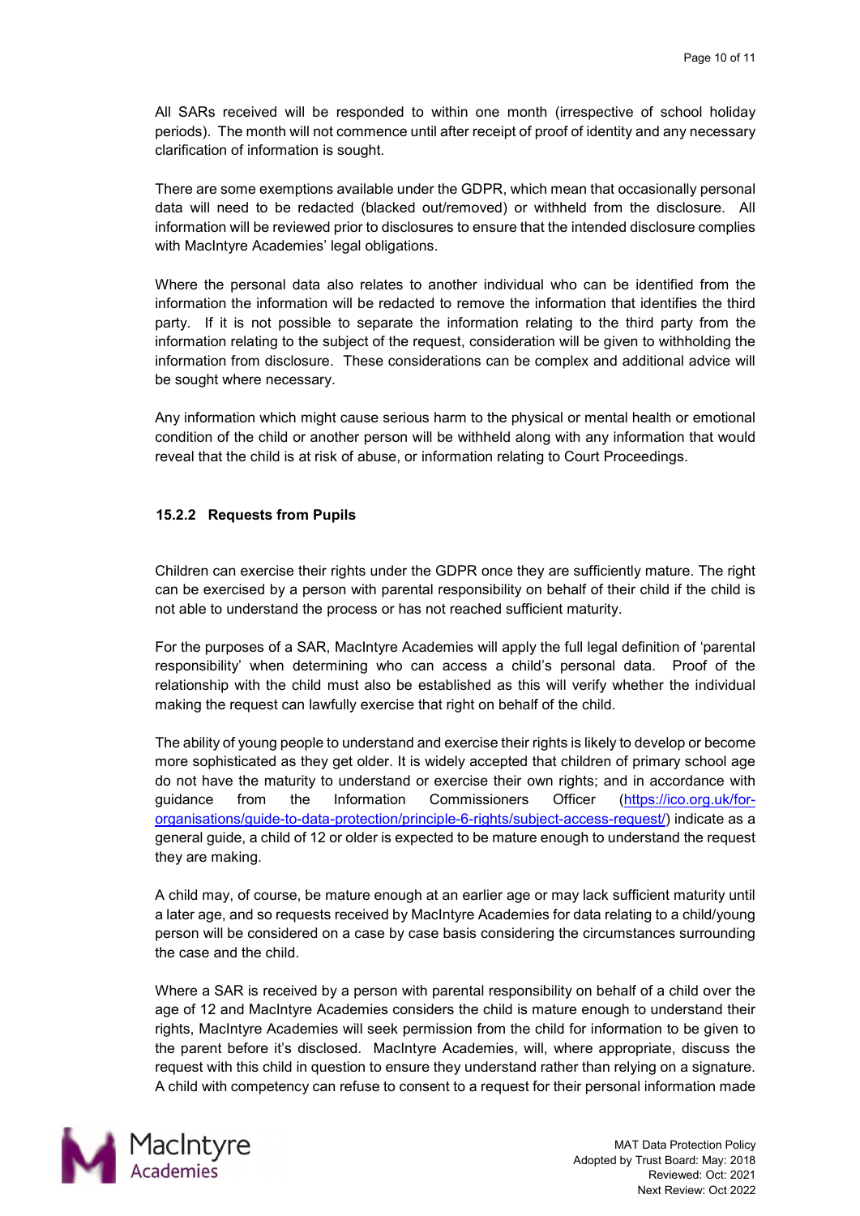All SARs received will be responded to within one month (irrespective of school holiday periods). The month will not commence until after receipt of proof of identity and any necessary clarification of information is sought.

There are some exemptions available under the GDPR, which mean that occasionally personal data will need to be redacted (blacked out/removed) or withheld from the disclosure. All information will be reviewed prior to disclosures to ensure that the intended disclosure complies with MacIntyre Academies' legal obligations.

Where the personal data also relates to another individual who can be identified from the information the information will be redacted to remove the information that identifies the third party. If it is not possible to separate the information relating to the subject of the request, consideration will be given to withholding the information from disclosure. These considerations can be complex and additional advice will be sought where necessary.

Any information which might cause serious harm to the physical or mental health or emotional condition of the child or another person will be withheld along with any information that would reveal that the child is at risk of abuse, or information relating to Court Proceedings.

#### 15.2.2 Requests from Pupils

Children can exercise their rights under the GDPR once they are sufficiently mature. The right can be exercised by a person with parental responsibility on behalf of their child if the child is not able to understand the process or has not reached sufficient maturity.

For the purposes of a SAR, MacIntyre Academies will apply the full legal definition of 'parental responsibility' when determining who can access a child's personal data. Proof of the relationship with the child must also be established as this will verify whether the individual making the request can lawfully exercise that right on behalf of the child.

The ability of young people to understand and exercise their rights is likely to develop or become more sophisticated as they get older. It is widely accepted that children of primary school age do not have the maturity to understand or exercise their own rights; and in accordance with guidance from the Information Commissioners Officer (https://ico.org.uk/for-organisations/guide-to-data-protection/principle-6-rights/subject-access-request/) indicate as a general guide, a child of 12 or older is expected to be mature enough to understand the request they are making.

A child may, of course, be mature enough at an earlier age or may lack sufficient maturity until a later age, and so requests received by MacIntyre Academies for data relating to a child/young person will be considered on a case by case basis considering the circumstances surrounding the case and the child.

Where a SAR is received by a person with parental responsibility on behalf of a child over the age of 12 and MacIntyre Academies considers the child is mature enough to understand their rights, MacIntyre Academies will seek permission from the child for information to be given to the parent before it's disclosed. MacIntyre Academies, will, where appropriate, discuss the request with this child in question to ensure they understand rather than relying on a signature. A child with competency can refuse to consent to a request for their personal information made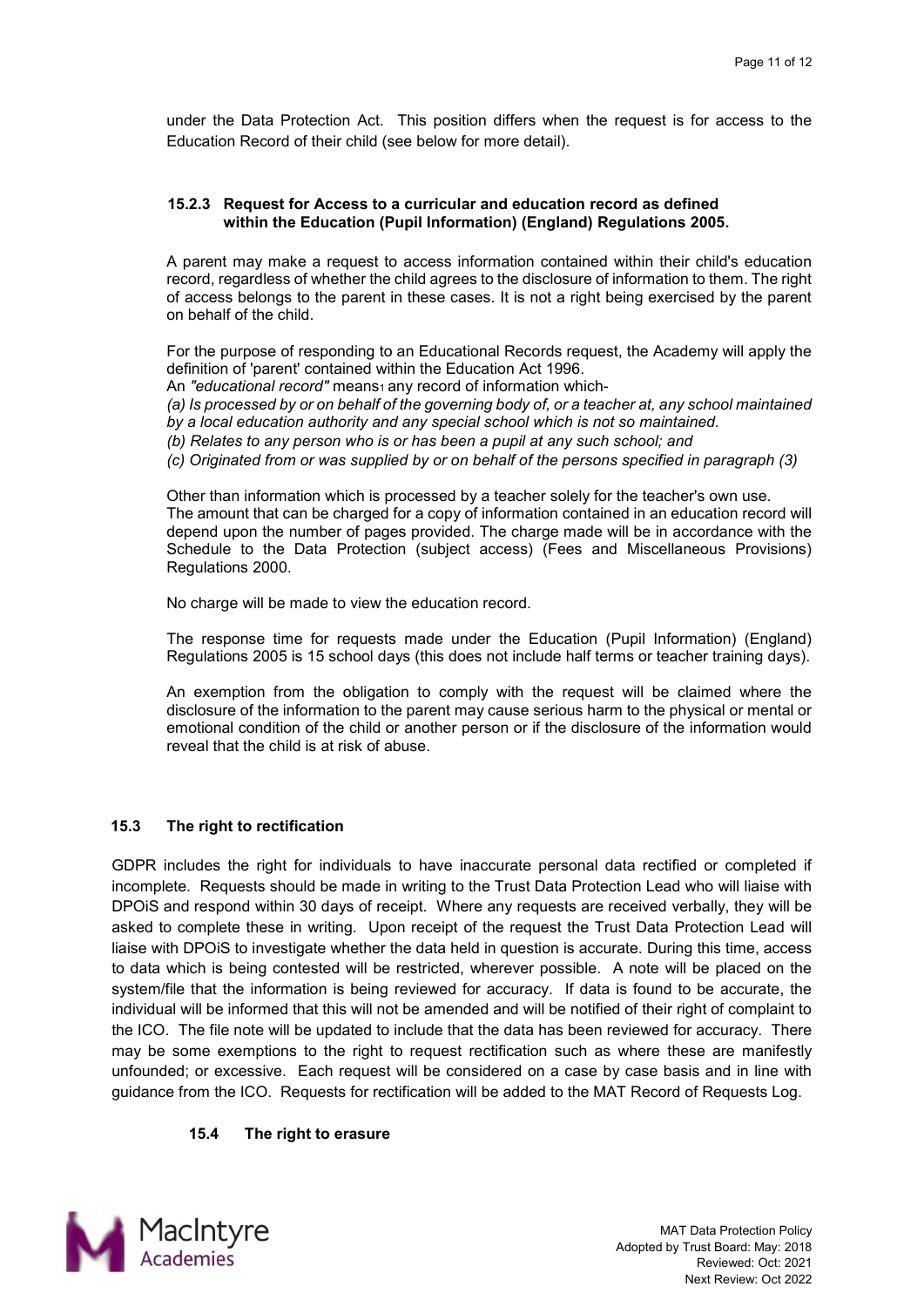under the Data Protection Act. This position differs when the request is for access to the Education Record of their child (see below for more detail).

#### 15.2.3 Request for Access to a curricular and education record as defined within the Education (Pupil Information) (England) Regulations 2005.

A parent may make a request to access information contained within their child's education record, regardless of whether the child agrees to the disclosure of information to them. The right of access belongs to the parent in these cases. It is not a right being exercised by the parent on behalf of the child.

For the purpose of responding to an Educational Records request, the Academy will apply the definition of 'parent' contained within the Education Act 1996.

An *"educational record"* means[1] any record of information which-

*(a) Is processed by or on behalf of the governing body of, or a teacher at, any school maintained by a local education authority and any special school which is not so maintained.*

*(b) Relates to any person who is or has been a pupil at any such school; and*

*(c) Originated from or was supplied by or on behalf of the persons specified in paragraph (3)*

Other than information which is processed by a teacher solely for the teacher's own use.

The amount that can be charged for a copy of information contained in an education record will depend upon the number of pages provided. The charge made will be in accordance with the Schedule to the Data Protection (subject access) (Fees and Miscellaneous Provisions) Regulations 2000.

No charge will be made to view the education record.

The response time for requests made under the Education (Pupil Information) (England) Regulations 2005 is 15 school days (this does not include half terms or teacher training days).

An exemption from the obligation to comply with the request will be claimed where the disclosure of the information to the parent may cause serious harm to the physical or mental or emotional condition of the child or another person or if the disclosure of the information would reveal that the child is at risk of abuse.

### 15.3 The right to rectification

GDPR includes the right for individuals to have inaccurate personal data rectified or completed if incomplete. Requests should be made in writing to the Trust Data Protection Lead who will liaise with DPOiS and respond within 30 days of receipt. Where any requests are received verbally, they will be asked to complete these in writing. Upon receipt of the request the Trust Data Protection Lead will liaise with DPOiS to investigate whether the data held in question is accurate. During this time, access to data which is being contested will be restricted, wherever possible. A note will be placed on the system/file that the information is being reviewed for accuracy. If data is found to be accurate, the individual will be informed that this will not be amended and will be notified of their right of complaint to the ICO. The file note will be updated to include that the data has been reviewed for accuracy. There may be some exemptions to the right to request rectification such as where these are manifestly unfounded; or excessive. Each request will be considered on a case by case basis and in line with guidance from the ICO. Requests for rectification will be added to the MAT Record of Requests Log.

### 15.4 The right to erasure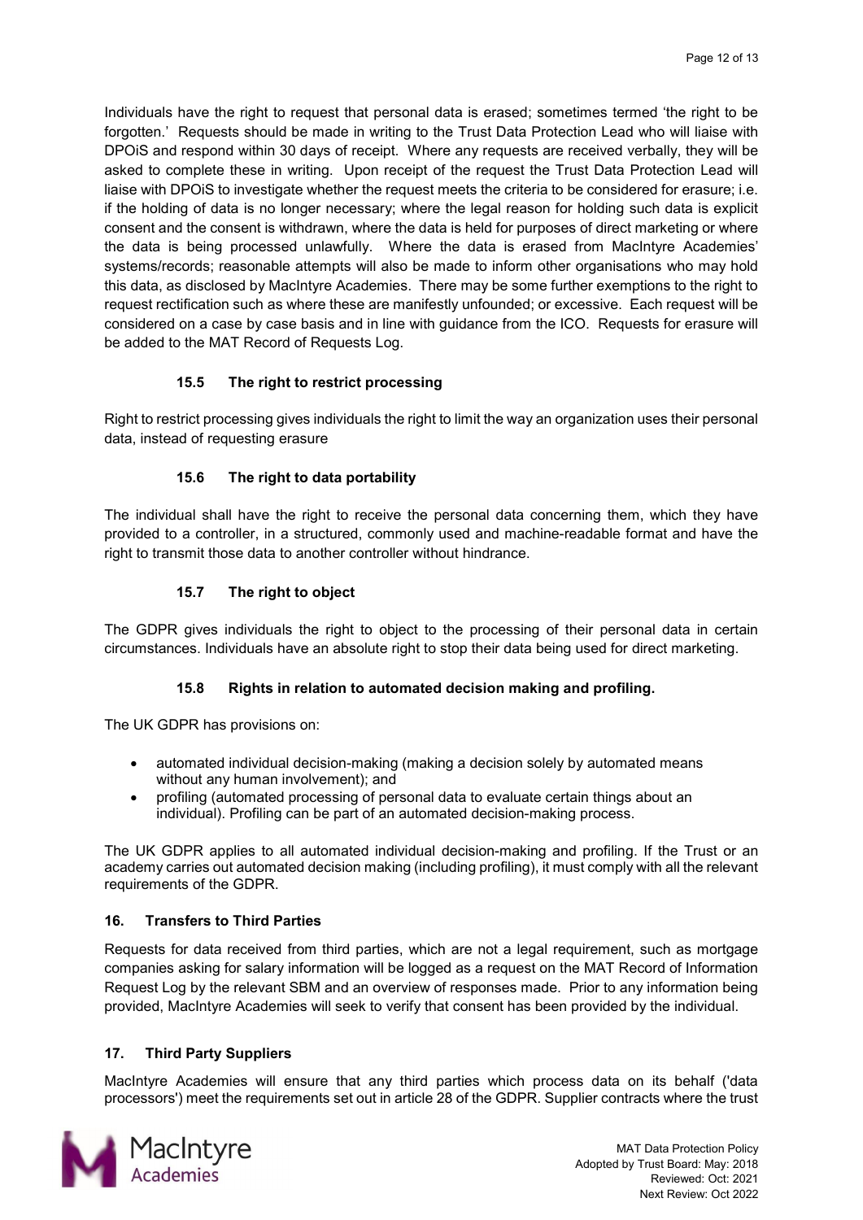Individuals have the right to request that personal data is erased; sometimes termed 'the right to be forgotten.' Requests should be made in writing to the Trust Data Protection Lead who will liaise with DPOiS and respond within 30 days of receipt. Where any requests are received verbally, they will be asked to complete these in writing. Upon receipt of the request the Trust Data Protection Lead will liaise with DPOiS to investigate whether the request meets the criteria to be considered for erasure; i.e. if the holding of data is no longer necessary; where the legal reason for holding such data is explicit consent and the consent is withdrawn, where the data is held for purposes of direct marketing or where the data is being processed unlawfully. Where the data is erased from MacIntyre Academies' systems/records; reasonable attempts will also be made to inform other organisations who may hold this data, as disclosed by MacIntyre Academies. There may be some further exemptions to the right to request rectification such as where these are manifestly unfounded; or excessive. Each request will be considered on a case by case basis and in line with guidance from the ICO. Requests for erasure will be added to the MAT Record of Requests Log.

### 15.5 The right to restrict processing

Right to restrict processing gives individuals the right to limit the way an organization uses their personal data, instead of requesting erasure

### 15.6 The right to data portability

The individual shall have the right to receive the personal data concerning them, which they have provided to a controller, in a structured, commonly used and machine-readable format and have the right to transmit those data to another controller without hindrance.

### 15.7 The right to object

The GDPR gives individuals the right to object to the processing of their personal data in certain circumstances. Individuals have an absolute right to stop their data being used for direct marketing.

### 15.8 Rights in relation to automated decision making and profiling.

The UK GDPR has provisions on:

- automated individual decision-making (making a decision solely by automated means without any human involvement); and
- profiling (automated processing of personal data to evaluate certain things about an individual). Profiling can be part of an automated decision-making process.

The UK GDPR applies to all automated individual decision-making and profiling. If the Trust or an academy carries out automated decision making (including profiling), it must comply with all the relevant requirements of the GDPR.

## 16. Transfers to Third Parties

Requests for data received from third parties, which are not a legal requirement, such as mortgage companies asking for salary information will be logged as a request on the MAT Record of Information Request Log by the relevant SBM and an overview of responses made. Prior to any information being provided, MacIntyre Academies will seek to verify that consent has been provided by the individual.

## 17. Third Party Suppliers

MacIntyre Academies will ensure that any third parties which process data on its behalf ('data processors') meet the requirements set out in article 28 of the GDPR. Supplier contracts where the trust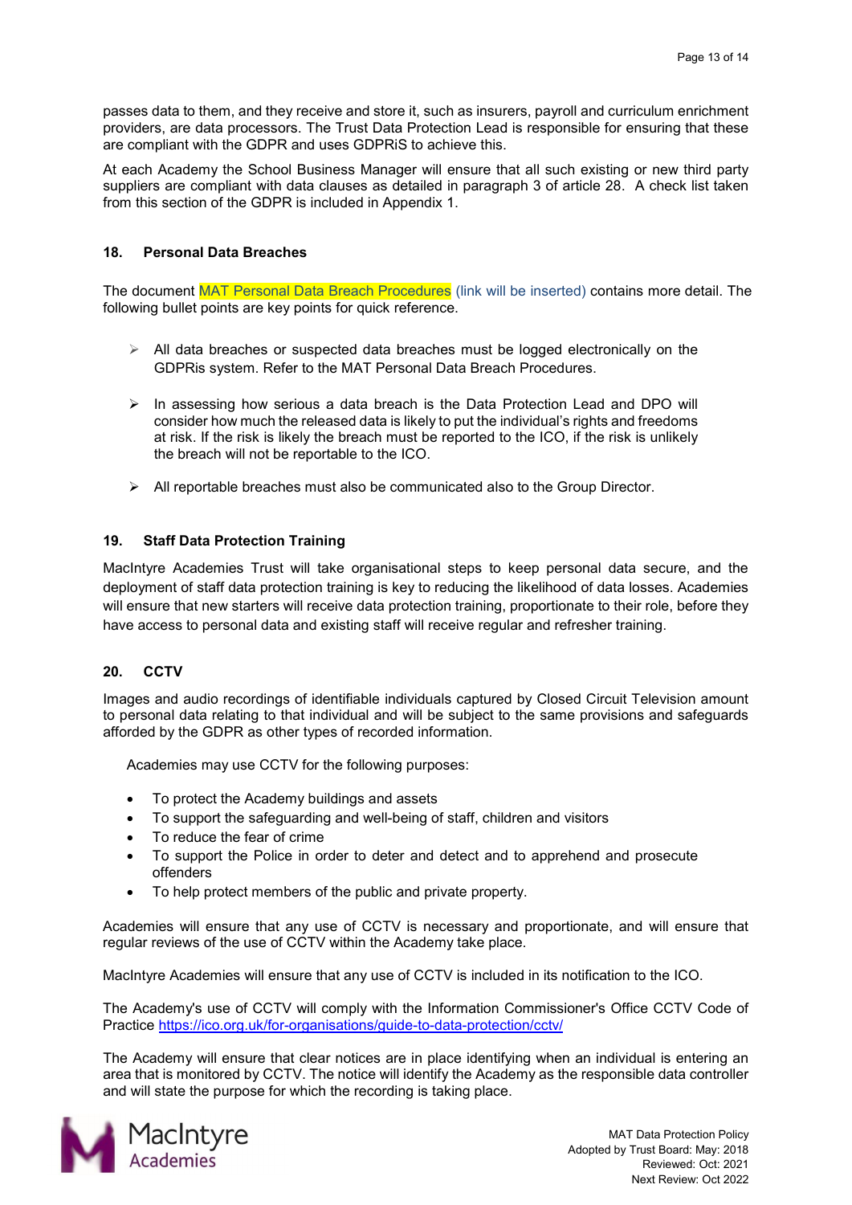passes data to them, and they receive and store it, such as insurers, payroll and curriculum enrichment providers, are data processors. The Trust Data Protection Lead is responsible for ensuring that these are compliant with the GDPR and uses GDPRiS to achieve this.

At each Academy the School Business Manager will ensure that all such existing or new third party suppliers are compliant with data clauses as detailed in paragraph 3 of article 28. A check list taken from this section of the GDPR is included in Appendix 1.

## 18. Personal Data Breaches

The document MAT Personal Data Breach Procedures (link will be inserted) contains more detail. The following bullet points are key points for quick reference.

- All data breaches or suspected data breaches must be logged electronically on the GDPRis system. Refer to the MAT Personal Data Breach Procedures.
- In assessing how serious a data breach is the Data Protection Lead and DPO will consider how much the released data is likely to put the individual's rights and freedoms at risk. If the risk is likely the breach must be reported to the ICO, if the risk is unlikely the breach will not be reportable to the ICO.
- All reportable breaches must also be communicated also to the Group Director.

## 19. Staff Data Protection Training

MacIntyre Academies Trust will take organisational steps to keep personal data secure, and the deployment of staff data protection training is key to reducing the likelihood of data losses. Academies will ensure that new starters will receive data protection training, proportionate to their role, before they have access to personal data and existing staff will receive regular and refresher training.

## 20. CCTV

Images and audio recordings of identifiable individuals captured by Closed Circuit Television amount to personal data relating to that individual and will be subject to the same provisions and safeguards afforded by the GDPR as other types of recorded information.

Academies may use CCTV for the following purposes:

- To protect the Academy buildings and assets
- To support the safeguarding and well-being of staff, children and visitors
- To reduce the fear of crime
- To support the Police in order to deter and detect and to apprehend and prosecute offenders
- To help protect members of the public and private property.

Academies will ensure that any use of CCTV is necessary and proportionate, and will ensure that regular reviews of the use of CCTV within the Academy take place.

MacIntyre Academies will ensure that any use of CCTV is included in its notification to the ICO.

The Academy's use of CCTV will comply with the Information Commissioner's Office CCTV Code of Practice https://ico.org.uk/for-organisations/guide-to-data-protection/cctv/

The Academy will ensure that clear notices are in place identifying when an individual is entering an area that is monitored by CCTV. The notice will identify the Academy as the responsible data controller and will state the purpose for which the recording is taking place.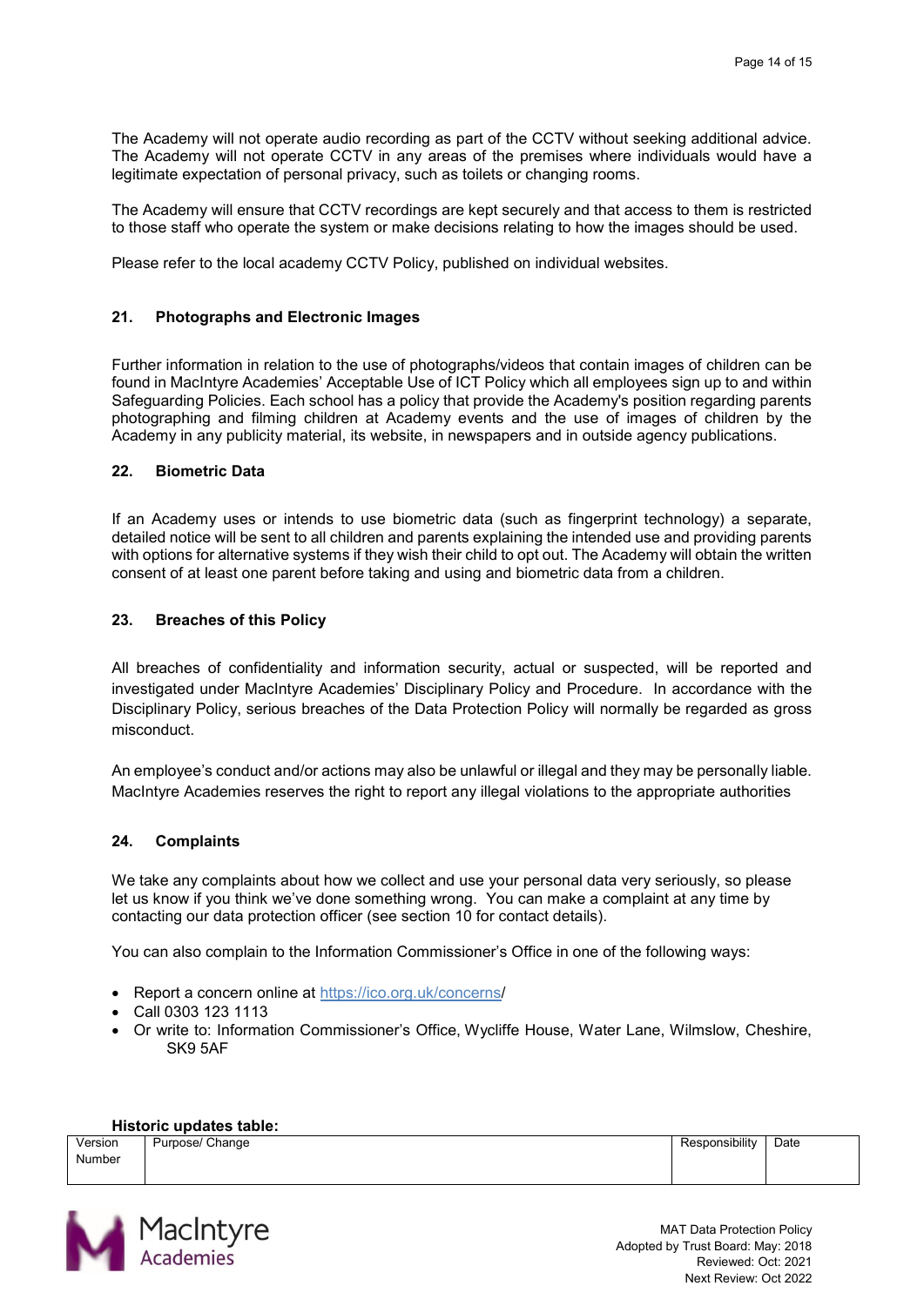The Academy will not operate audio recording as part of the CCTV without seeking additional advice. The Academy will not operate CCTV in any areas of the premises where individuals would have a legitimate expectation of personal privacy, such as toilets or changing rooms.

The Academy will ensure that CCTV recordings are kept securely and that access to them is restricted to those staff who operate the system or make decisions relating to how the images should be used.

Please refer to the local academy CCTV Policy, published on individual websites.

## 21. Photographs and Electronic Images

Further information in relation to the use of photographs/videos that contain images of children can be found in MacIntyre Academies' Acceptable Use of ICT Policy which all employees sign up to and within Safeguarding Policies. Each school has a policy that provide the Academy's position regarding parents photographing and filming children at Academy events and the use of images of children by the Academy in any publicity material, its website, in newspapers and in outside agency publications.

## 22. Biometric Data

If an Academy uses or intends to use biometric data (such as fingerprint technology) a separate, detailed notice will be sent to all children and parents explaining the intended use and providing parents with options for alternative systems if they wish their child to opt out. The Academy will obtain the written consent of at least one parent before taking and using and biometric data from a children.

## 23. Breaches of this Policy

All breaches of confidentiality and information security, actual or suspected, will be reported and investigated under MacIntyre Academies' Disciplinary Policy and Procedure. In accordance with the Disciplinary Policy, serious breaches of the Data Protection Policy will normally be regarded as gross misconduct.

An employee's conduct and/or actions may also be unlawful or illegal and they may be personally liable. MacIntyre Academies reserves the right to report any illegal violations to the appropriate authorities

## 24. Complaints

We take any complaints about how we collect and use your personal data very seriously, so please let us know if you think we've done something wrong. You can make a complaint at any time by contacting our data protection officer (see section 10 for contact details).

You can also complain to the Information Commissioner's Office in one of the following ways:

- Report a concern online at https://ico.org.uk/concerns/
- Call 0303 123 1113
- Or write to: Information Commissioner's Office, Wycliffe House, Water Lane, Wilmslow, Cheshire, SK9 5AF

**Historic updates table:**

| Version Number | Purpose/ Change | Responsibility | Date |
|---|---|---|---|
| | | | |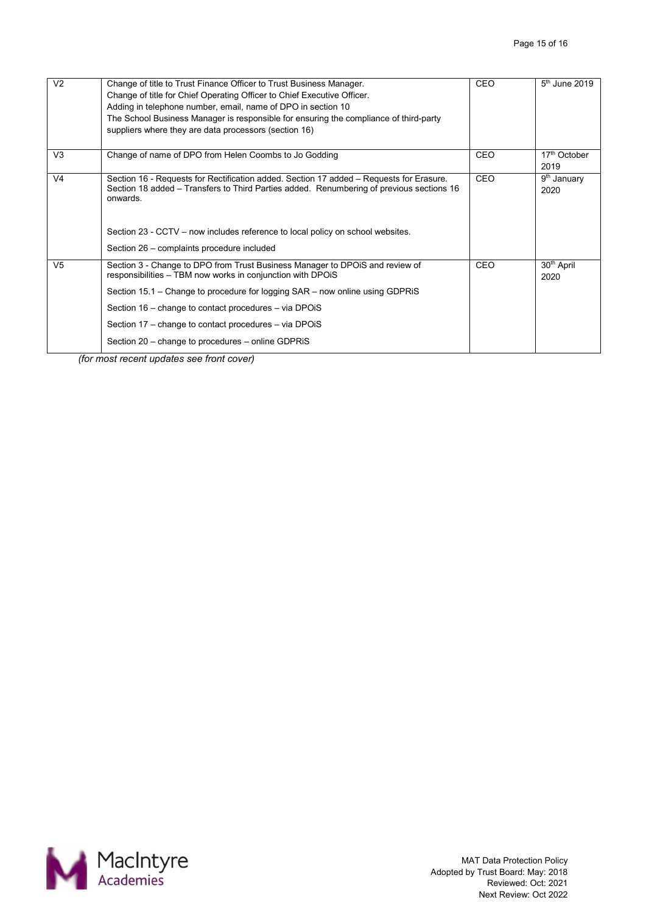| V2 | Change of title to Trust Finance Officer to Trust Business Manager.<br>Change of title for Chief Operating Officer to Chief Executive Officer.<br>Adding in telephone number, email, name of DPO in section 10<br>The School Business Manager is responsible for ensuring the compliance of third-party suppliers where they are data processors (section 16) | CEO | 5th June 2019 |
|---|---|---|---|
| V3 | Change of name of DPO from Helen Coombs to Jo Godding | CEO | 17th October 2019 |
| V4 | Section 16 - Requests for Rectification added. Section 17 added – Requests for Erasure. Section 18 added – Transfers to Third Parties added. Renumbering of previous sections 16 onwards.<br><br>Section 23 - CCTV – now includes reference to local policy on school websites.<br>Section 26 – complaints procedure included | CEO | 9th January 2020 |
| V5 | Section 3 - Change to DPO from Trust Business Manager to DPOiS and review of responsibilities – TBM now works in conjunction with DPOiS<br>Section 15.1 – Change to procedure for logging SAR – now online using GDPRiS<br>Section 16 – change to contact procedures – via DPOiS<br>Section 17 – change to contact procedures – via DPOiS<br>Section 20 – change to procedures – online GDPRiS | CEO | 30th April 2020 |

*(for most recent updates see front cover)*

MAT Data Protection Policy
Adopted by Trust Board: May: 2018
Reviewed: Oct: 2021
Next Review: Oct 2022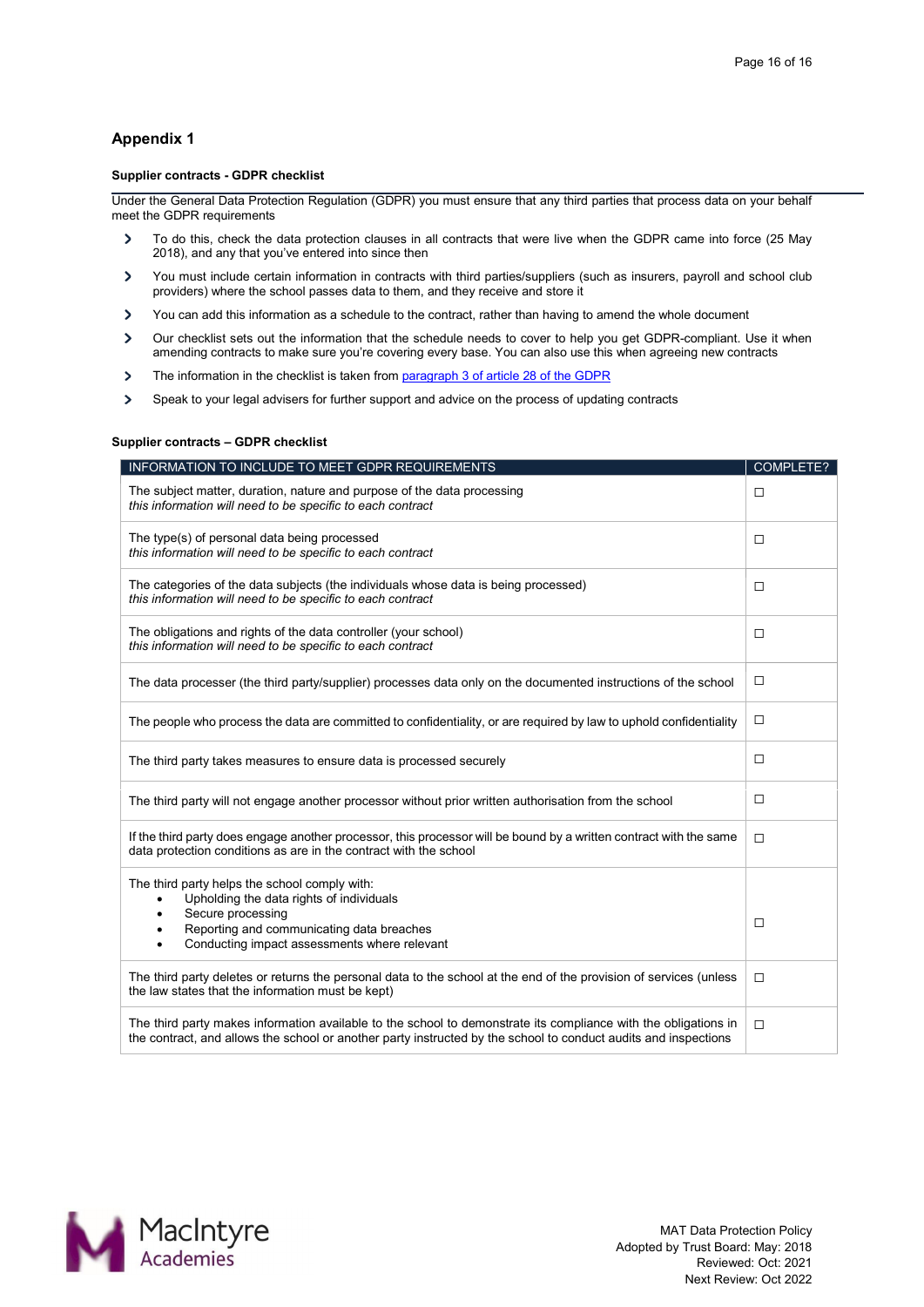## Appendix 1

**Supplier contracts - GDPR checklist**

Under the General Data Protection Regulation (GDPR) you must ensure that any third parties that process data on your behalf meet the GDPR requirements

- To do this, check the data protection clauses in all contracts that were live when the GDPR came into force (25 May 2018), and any that you've entered into since then
- You must include certain information in contracts with third parties/suppliers (such as insurers, payroll and school club providers) where the school passes data to them, and they receive and store it
- You can add this information as a schedule to the contract, rather than having to amend the whole document
- Our checklist sets out the information that the schedule needs to cover to help you get GDPR-compliant. Use it when amending contracts to make sure you're covering every base. You can also use this when agreeing new contracts
- The information in the checklist is taken from [paragraph 3 of article 28 of the GDPR]
- Speak to your legal advisers for further support and advice on the process of updating contracts

**Supplier contracts – GDPR checklist**

| INFORMATION TO INCLUDE TO MEET GDPR REQUIREMENTS | COMPLETE? |
|---|---|
| The subject matter, duration, nature and purpose of the data processing<br>*this information will need to be specific to each contract* | ☐ |
| The type(s) of personal data being processed<br>*this information will need to be specific to each contract* | ☐ |
| The categories of the data subjects (the individuals whose data is being processed)<br>*this information will need to be specific to each contract* | ☐ |
| The obligations and rights of the data controller (your school)<br>*this information will need to be specific to each contract* | ☐ |
| The data processer (the third party/supplier) processes data only on the documented instructions of the school | ☐ |
| The people who process the data are committed to confidentiality, or are required by law to uphold confidentiality | ☐ |
| The third party takes measures to ensure data is processed securely | ☐ |
| The third party will not engage another processor without prior written authorisation from the school | ☐ |
| If the third party does engage another processor, this processor will be bound by a written contract with the same data protection conditions as are in the contract with the school | ☐ |
| The third party helps the school comply with:<br>• Upholding the data rights of individuals<br>• Secure processing<br>• Reporting and communicating data breaches<br>• Conducting impact assessments where relevant | ☐ |
| The third party deletes or returns the personal data to the school at the end of the provision of services (unless the law states that the information must be kept) | ☐ |
| The third party makes information available to the school to demonstrate its compliance with the obligations in the contract, and allows the school or another party instructed by the school to conduct audits and inspections | ☐ |

MacIntyre Academies

MAT Data Protection Policy
Adopted by Trust Board: May: 2018
Reviewed: Oct: 2021
Next Review: Oct 2022